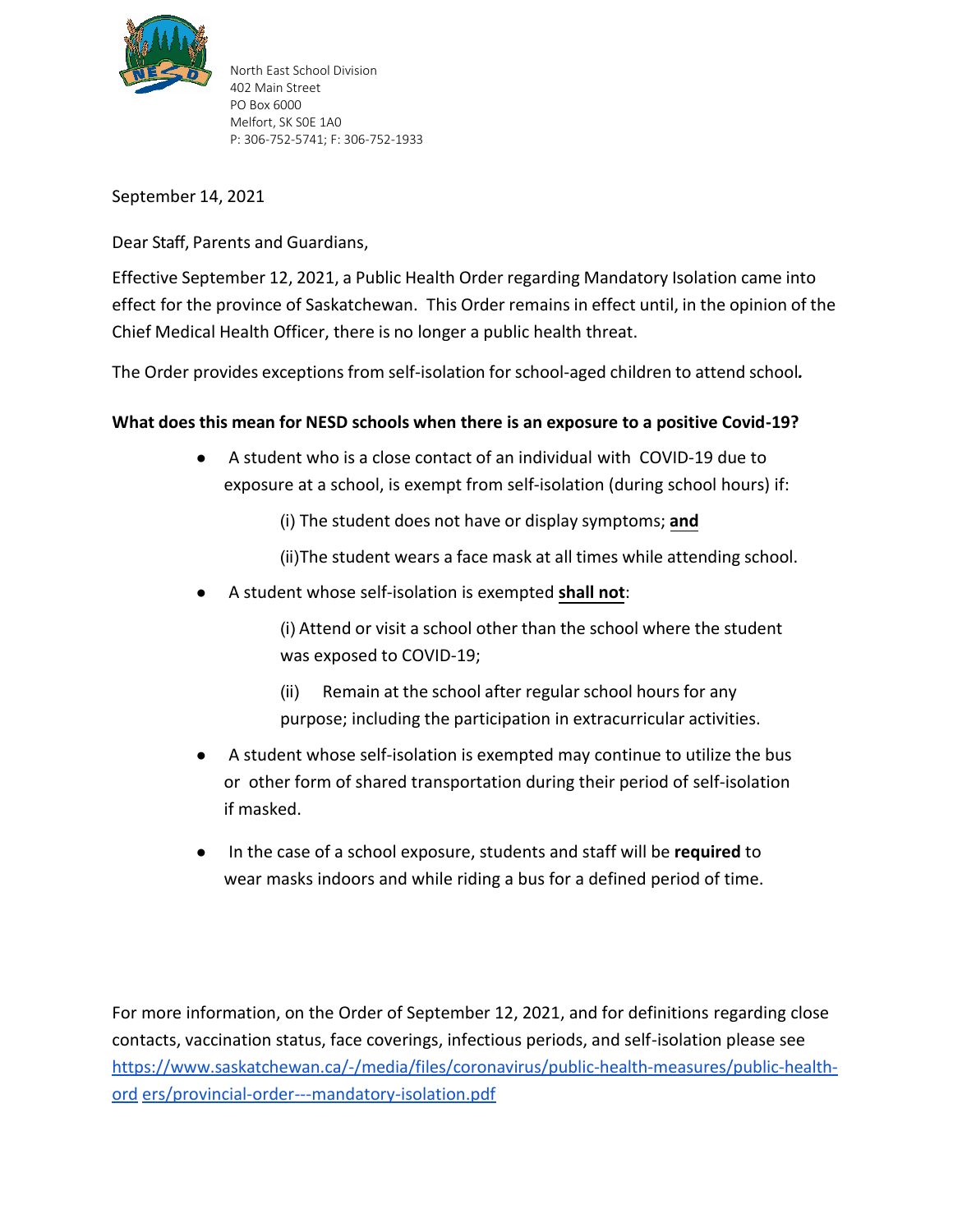North East School Division
402 Main Street
PO Box 6000
Melfort, SK S0E 1A0
P: 306-752-5741; F: 306-752-1933

September 14, 2021

Dear Staff, Parents and Guardians,

Effective September 12, 2021, a Public Health Order regarding Mandatory Isolation came into effect for the province of Saskatchewan. This Order remains in effect until, in the opinion of the Chief Medical Health Officer, there is no longer a public health threat.

The Order provides exceptions from self-isolation for school-aged children to attend school*.*

**What does this mean for NESD schools when there is an exposure to a positive Covid-19?**

- A student who is a close contact of an individual with COVID-19 due to exposure at a school, is exempt from self-isolation (during school hours) if:

  (i) The student does not have or display symptoms; **and**

  (ii)The student wears a face mask at all times while attending school.

- A student whose self-isolation is exempted **shall not**:

  (i) Attend or visit a school other than the school where the student was exposed to COVID-19;

  (ii) Remain at the school after regular school hours for any purpose; including the participation in extracurricular activities.

- A student whose self-isolation is exempted may continue to utilize the bus or other form of shared transportation during their period of self-isolation if masked.

- In the case of a school exposure, students and staff will be **required** to wear masks indoors and while riding a bus for a defined period of time.

For more information, on the Order of September 12, 2021, and for definitions regarding close contacts, vaccination status, face coverings, infectious periods, and self-isolation please see [https://www.saskatchewan.ca/-/media/files/coronavirus/public-health-measures/public-health-orders/provincial-order---mandatory-isolation.pdf](https://www.saskatchewan.ca/-/media/files/coronavirus/public-health-measures/public-health-orders/provincial-order---mandatory-isolation.pdf)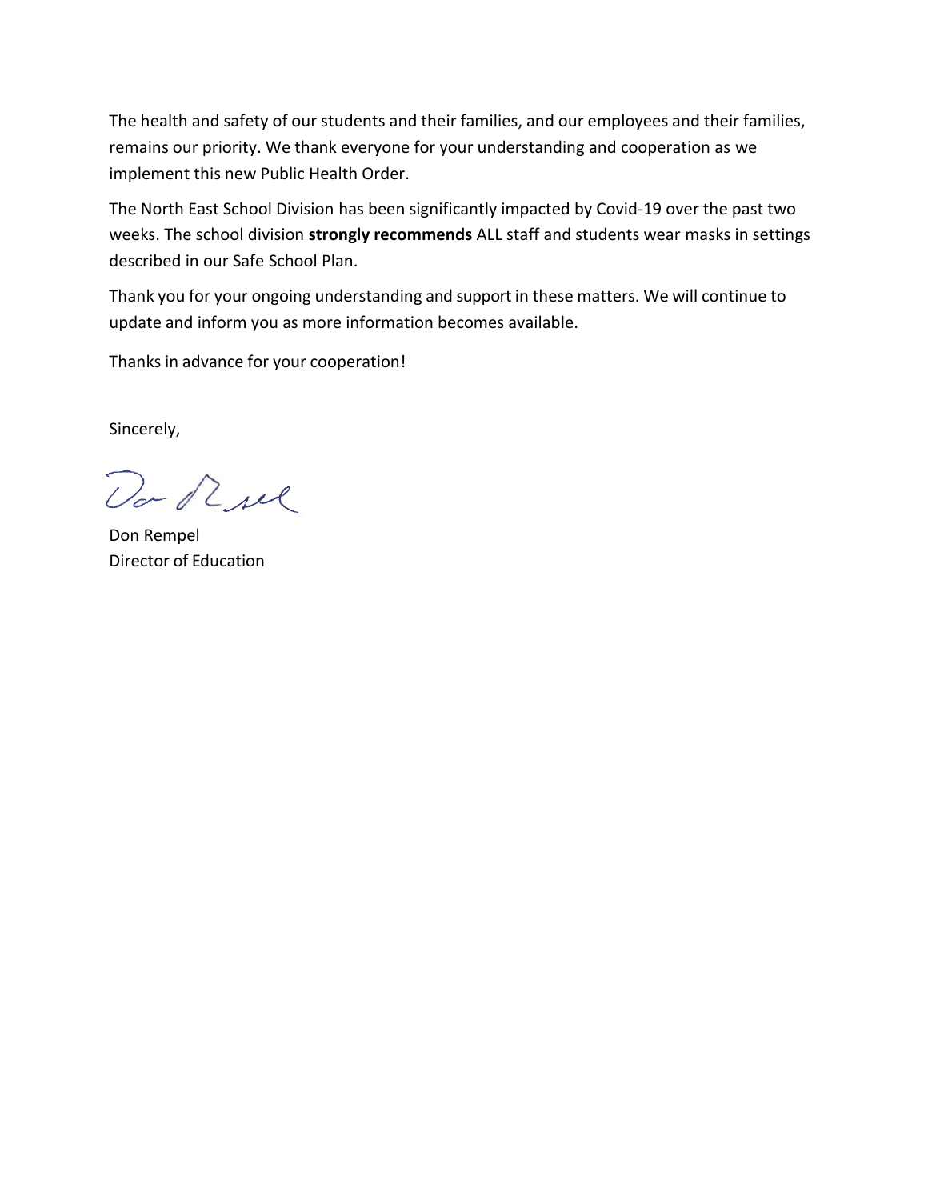The health and safety of our students and their families, and our employees and their families, remains our priority. We thank everyone for your understanding and cooperation as we implement this new Public Health Order.

The North East School Division has been significantly impacted by Covid-19 over the past two weeks. The school division **strongly recommends** ALL staff and students wear masks in settings described in our Safe School Plan.

Thank you for your ongoing understanding and support in these matters. We will continue to update and inform you as more information becomes available.

Thanks in advance for your cooperation!

Sincerely,

Don Rempel
Director of Education